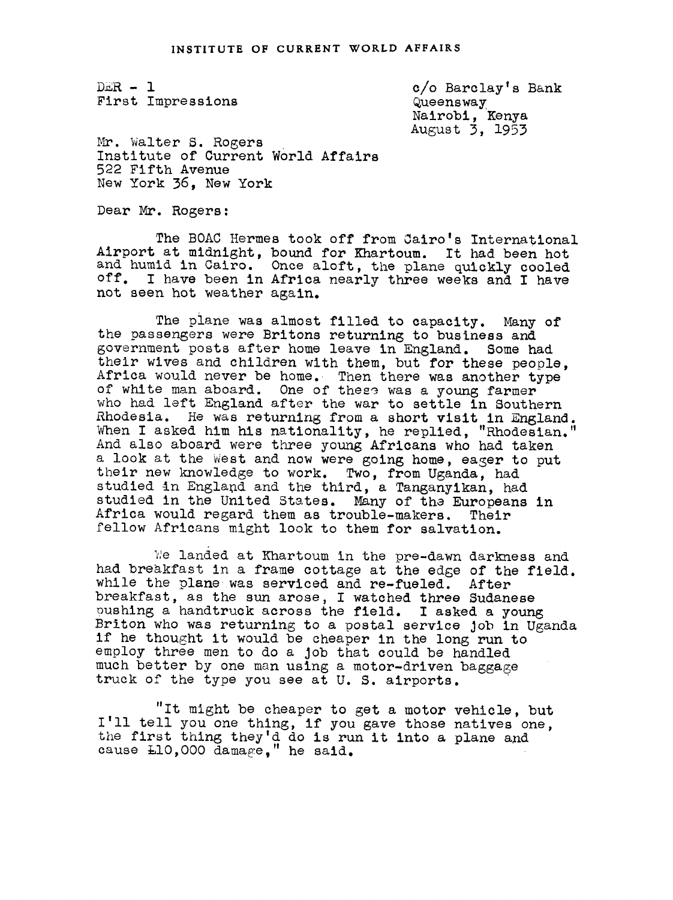INSTITUTE OF CURRENT WORLD AFFAIRS

DER - 1
First Impressions

c/o Barclay's Bank
Queensway
Nairobi, Kenya
August 3, 1953

Mr. Walter S. Rogers
Institute of Current World Affairs
522 Fifth Avenue
New York 36, New York

Dear Mr. Rogers:

The BOAC Hermes took off from Cairo's International Airport at midnight, bound for Khartoum. It had been hot and humid in Cairo. Once aloft, the plane quickly cooled off. I have been in Africa nearly three weeks and I have not seen hot weather again.

The plane was almost filled to capacity. Many of the passengers were Britons returning to business and government posts after home leave in England. Some had their wives and children with them, but for these people, Africa would never be home. Then there was another type of white man aboard. One of these was a young farmer who had left England after the war to settle in Southern Rhodesia. He was returning from a short visit in England. When I asked him his nationality, he replied, "Rhodesian." And also aboard were three young Africans who had taken a look at the West and now were going home, eager to put their new knowledge to work. Two, from Uganda, had studied in England and the third, a Tanganyikan, had studied in the United States. Many of the Europeans in Africa would regard them as trouble-makers. Their fellow Africans might look to them for salvation.

We landed at Khartoum in the pre-dawn darkness and had breakfast in a frame cottage at the edge of the field. while the plane was serviced and re-fueled. After breakfast, as the sun arose, I watched three Sudanese pushing a handtruck across the field. I asked a young Briton who was returning to a postal service job in Uganda if he thought it would be cheaper in the long run to employ three men to do a job that could be handled much better by one man using a motor-driven baggage truck of the type you see at U. S. airports.

"It might be cheaper to get a motor vehicle, but I'll tell you one thing, if you gave those natives one, the first thing they'd do is run it into a plane and cause £10,000 damage," he said.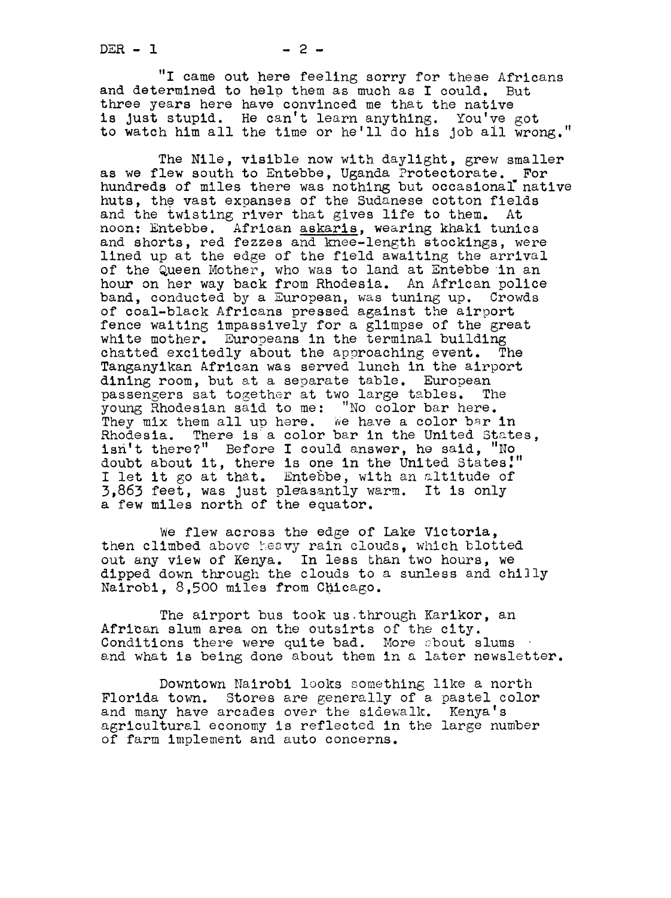"I came out here feeling sorry for these Africans and determined to help them as much as I could. But three years here have convinced me that the native is just stupid. He can't learn anything. You've got to watch him all the time or he'll do his job all wrong."

The Nile, visible now with daylight, grew smaller as we flew south to Entebbe, Uganda Protectorate. For hundreds of miles there was nothing but occasional native huts, the vast expanses of the Sudanese cotton fields and the twisting river that gives life to them. At noon: Entebbe. African <u>askaris</u>, wearing khaki tunics and shorts, red fezzes and knee-length stockings, were lined up at the edge of the field awaiting the arrival of the Queen Mother, who was to land at Entebbe in an hour on her way back from Rhodesia. An African police band, conducted by a European, was tuning up. Crowds of coal-black Africans pressed against the airport fence waiting impassively for a glimpse of the great white mother. Europeans in the terminal building chatted excitedly about the approaching event. The Tanganyikan African was served lunch in the airport dining room, but at a separate table. European passengers sat together at two large tables. The young Rhodesian said to me: "No color bar here. They mix them all up here. We have a color bar in Rhodesia. There is a color bar in the United States, isn't there?" Before I could answer, he said, "No doubt about it, there is one in the United States!" I let it go at that. Entebbe, with an altitude of 3,863 feet, was just pleasantly warm. It is only a few miles north of the equator.

We flew across the edge of Lake Victoria, then climbed above heavy rain clouds, which blotted out any view of Kenya. In less than two hours, we dipped down through the clouds to a sunless and chilly Nairobi, 8,500 miles from Chicago.

The airport bus took us through Karikor, an African slum area on the outsirts of the city. Conditions there were quite bad. More about slums and what is being done about them in a later newsletter.

Downtown Nairobi looks something like a north Florida town. Stores are generally of a pastel color and many have arcades over the sidewalk. Kenya's agricultural economy is reflected in the large number of farm implement and auto concerns.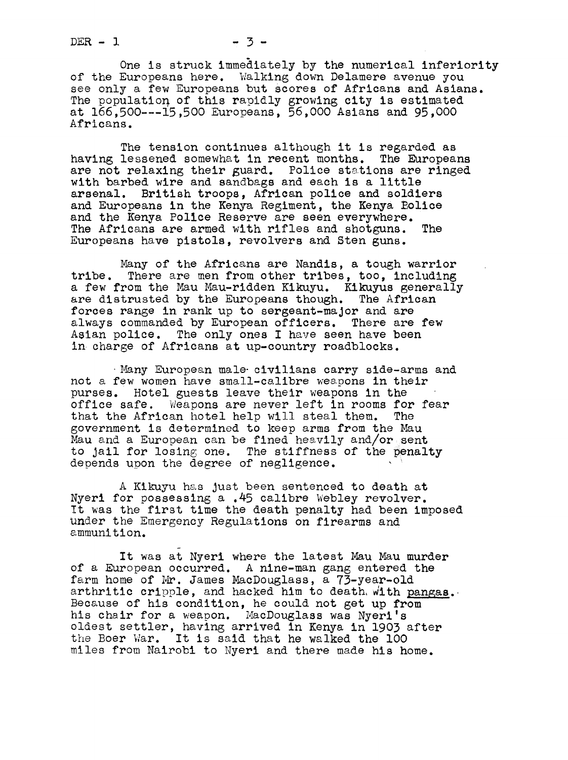One is struck immediately by the numerical inferiority of the Europeans here. Walking down Delamere avenue you see only a few Europeans but scores of Africans and Asians. The population of this rapidly growing city is estimated at 166,500---15,500 Europeans, 56,000 Asians and 95,000 Africans.

The tension continues although it is regarded as having lessened somewhat in recent months. The Europeans are not relaxing their guard. Police stations are ringed with barbed wire and sandbags and each is a little arsenal. British troops, African police and soldiers and Europeans in the Kenya Regiment, the Kenya Bolice and the Kenya Police Reserve are seen everywhere. The Africans are armed with rifles and shotguns. The Europeans have pistols, revolvers and Sten guns.

Many of the Africans are Nandis, a tough warrior tribe. There are men from other tribes, too, including a few from the Mau Mau-ridden Kikuyu. Kikuyus generally are distrusted by the Europeans though. The African forces range in rank up to sergeant-major and are always commanded by European officers. There are few Asian police. The only ones I have seen have been in charge of Africans at up-country roadblocks.

Many European male civilians carry side-arms and not a few women have small-calibre weapons in their purses. Hotel guests leave their weapons in the office safe. Weapons are never left in rooms for fear that the African hotel help will steal them. The government is determined to keep arms from the Mau Mau and a European can be fined heavily and/or sent to jail for losing one. The stiffness of the penalty depends upon the degree of negligence.

A Kikuyu has just been sentenced to death at Nyeri for possessing a .45 calibre Webley revolver. It was the first time the death penalty had been imposed under the Emergency Regulations on firearms and ammunition.

It was at Nyeri where the latest Mau Mau murder of a European occurred. A nine-man gang entered the farm home of Mr. James MacDouglass, a 73-year-old arthritic cripple, and hacked him to death with pangas. Because of his condition, he could not get up from his chair for a weapon. MacDouglass was Nyeri's oldest settler, having arrived in Kenya in 1903 after the Boer War. It is said that he walked the 100 miles from Nairobi to Nyeri and there made his home.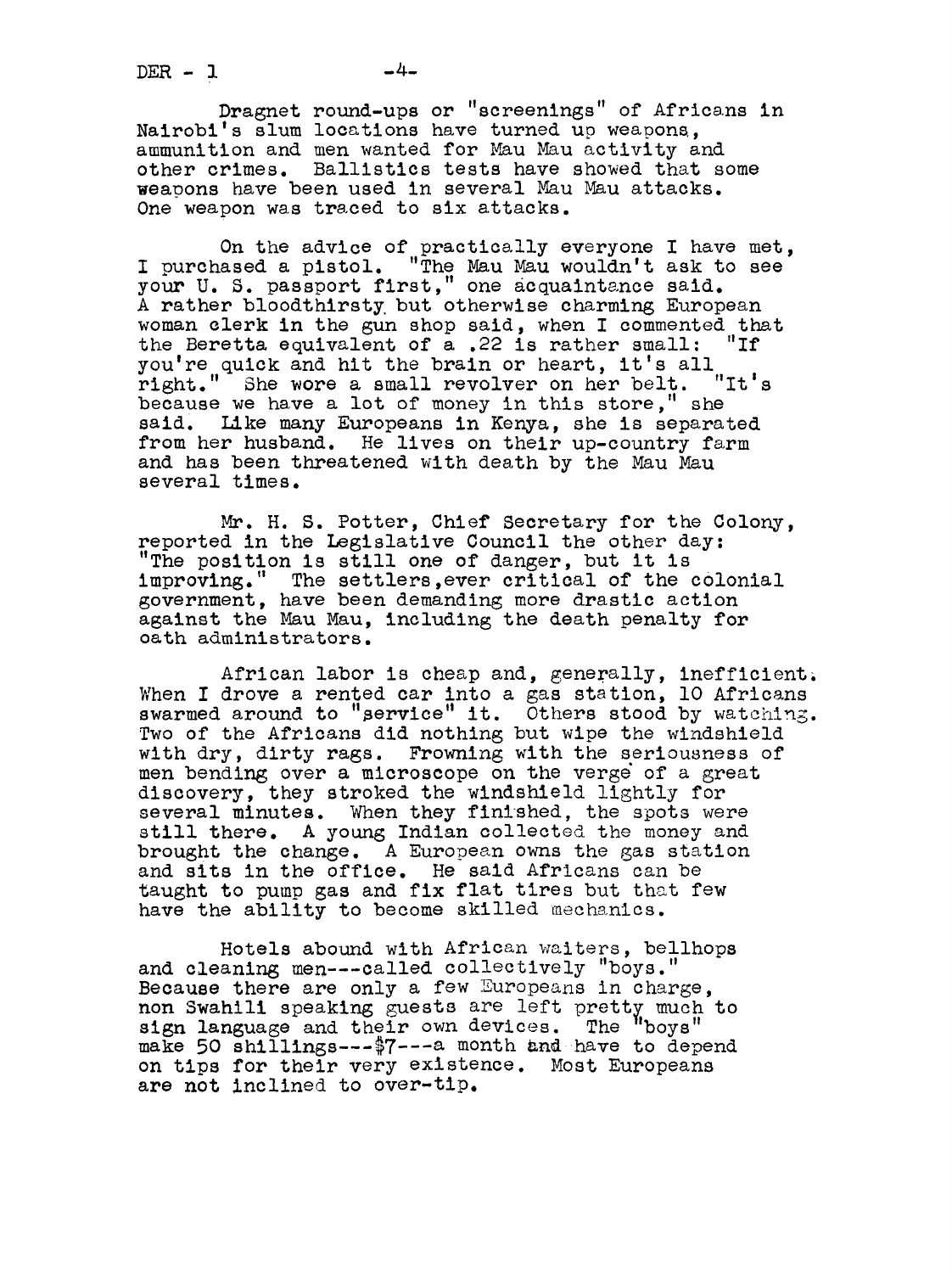Dragnet round-ups or "screenings" of Africans in Nairobi's slum locations have turned up weapons, ammunition and men wanted for Mau Mau activity and other crimes. Ballistics tests have showed that some weapons have been used in several Mau Mau attacks. One weapon was traced to six attacks.

On the advice of practically everyone I have met, I purchased a pistol. "The Mau Mau wouldn't ask to see your U. S. passport first," one acquaintance said. A rather bloodthirsty but otherwise charming European woman clerk in the gun shop said, when I commented that the Beretta equivalent of a .22 is rather small: "If you're quick and hit the brain or heart, it's all right." She wore a small revolver on her belt. "It's because we have a lot of money in this store," she said. Like many Europeans in Kenya, she is separated from her husband. He lives on their up-country farm and has been threatened with death by the Mau Mau several times.

Mr. H. S. Potter, Chief Secretary for the Colony, reported in the Legislative Council the other day: "The position is still one of danger, but it is improving." The settlers, ever critical of the colonial government, have been demanding more drastic action against the Mau Mau, including the death penalty for oath administrators.

African labor is cheap and, generally, inefficient. When I drove a rented car into a gas station, 10 Africans swarmed around to "service" it. Others stood by watching. Two of the Africans did nothing but wipe the windshield with dry, dirty rags. Frowning with the seriousness of men bending over a microscope on the verge of a great discovery, they stroked the windshield lightly for several minutes. When they finished, the spots were still there. A young Indian collected the money and brought the change. A European owns the gas station and sits in the office. He said Africans can be taught to pump gas and fix flat tires but that few have the ability to become skilled mechanics.

Hotels abound with African waiters, bellhops and cleaning men---called collectively "boys." Because there are only a few Europeans in charge, non Swahili speaking guests are left pretty much to sign language and their own devices. The "boys" make 50 shillings---$7---a month and have to depend on tips for their very existence. Most Europeans are not inclined to over-tip.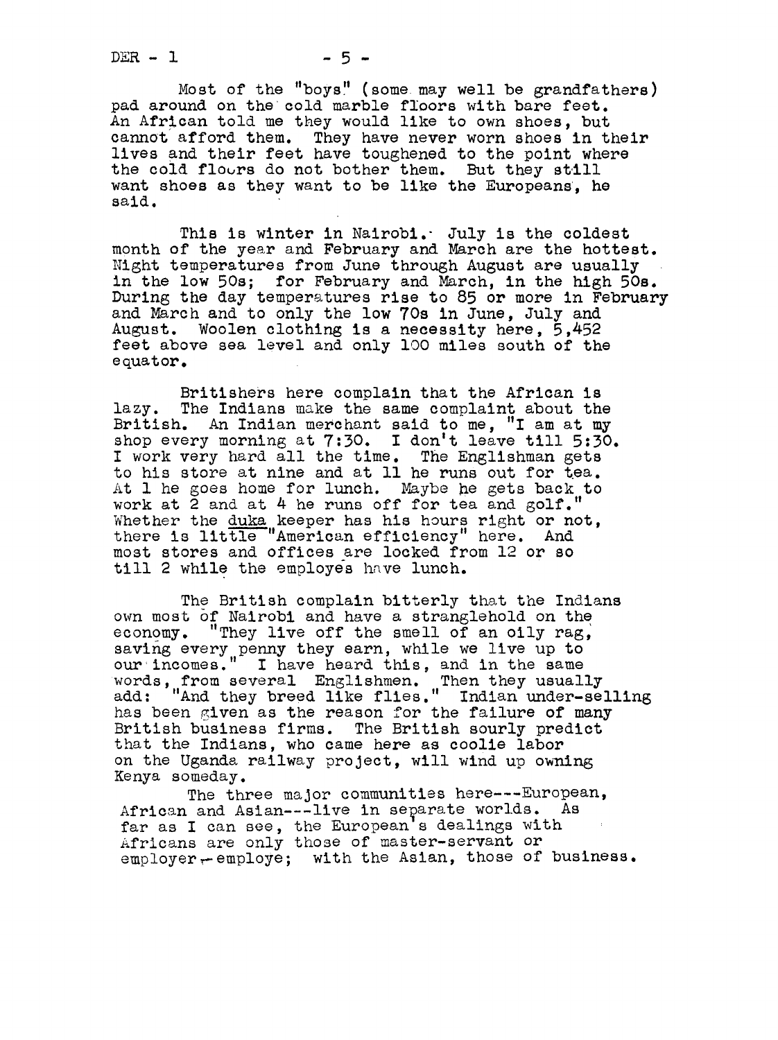Most of the "boys" (some may well be grandfathers) pad around on the cold marble floors with bare feet. An African told me they would like to own shoes, but cannot afford them. They have never worn shoes in their lives and their feet have toughened to the point where the cold floors do not bother them. But they still want shoes as they want to be like the Europeans, he said.

This is winter in Nairobi. July is the coldest month of the year and February and March are the hottest. Night temperatures from June through August are usually in the low 50s; for February and March, in the high 50s. During the day temperatures rise to 85 or more in February and March and to only the low 70s in June, July and August. Woolen clothing is a necessity here, 5,452 feet above sea level and only 100 miles south of the equator.

Britishers here complain that the African is lazy. The Indians make the same complaint about the British. An Indian merchant said to me, "I am at my shop every morning at 7:30. I don't leave till 5:30. I work very hard all the time. The Englishman gets to his store at nine and at 11 he runs out for tea. At 1 he goes home for lunch. Maybe he gets back to work at 2 and at 4 he runs off for tea and golf." Whether the _duka_ keeper has his hours right or not, there is little "American efficiency" here. And most stores and offices are locked from 12 or so till 2 while the employes have lunch.

The British complain bitterly that the Indians own most of Nairobi and have a stranglehold on the economy. "They live off the smell of an oily rag, saving every penny they earn, while we live up to our incomes." I have heard this, and in the same words, from several Englishmen. Then they usually add: "And they breed like flies." Indian under-selling has been given as the reason for the failure of many British business firms. The British sourly predict that the Indians, who came here as coolie labor on the Uganda railway project, will wind up owning Kenya someday.

The three major communities here---European, African and Asian---live in separate worlds. As far as I can see, the European's dealings with Africans are only those of master-servant or employer-employe; with the Asian, those of business.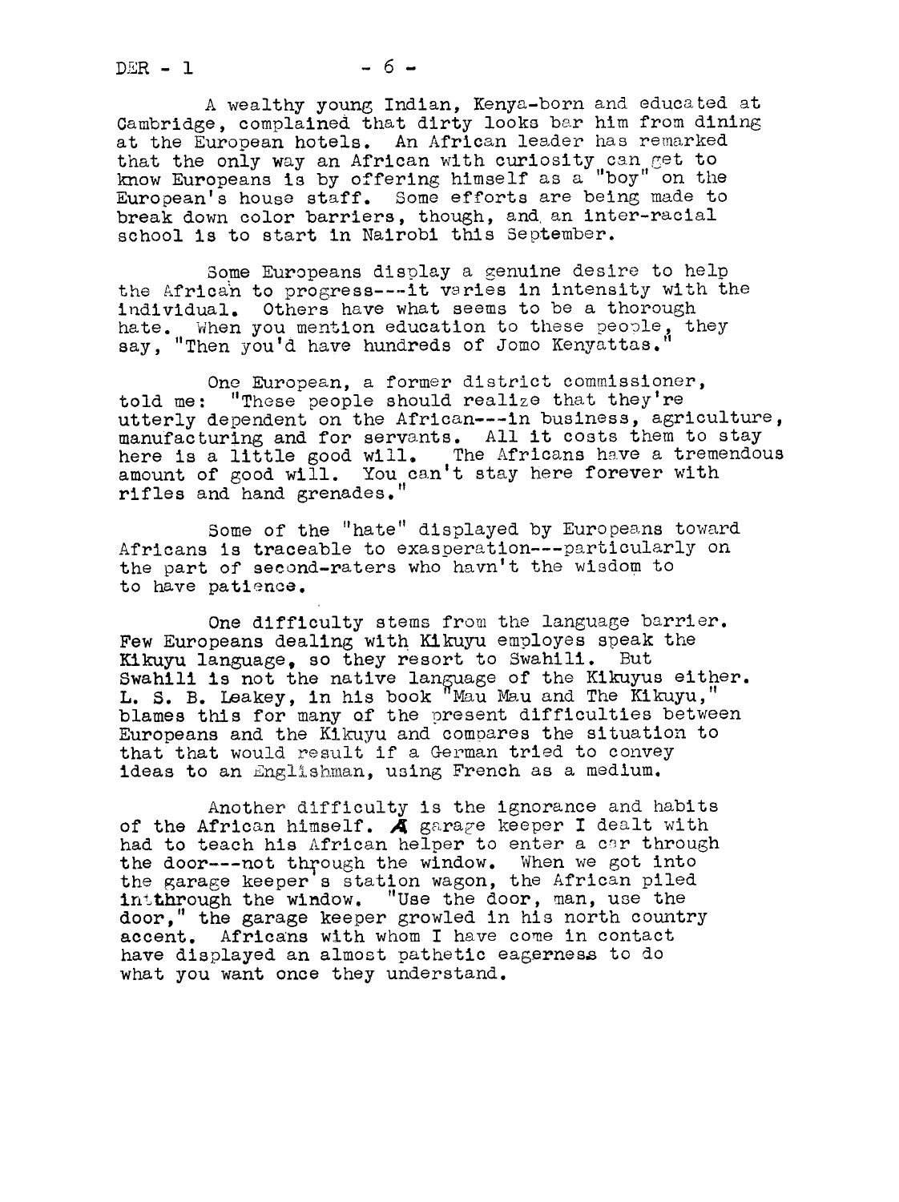A wealthy young Indian, Kenya-born and educated at Cambridge, complained that dirty looks bar him from dining at the European hotels. An African leader has remarked that the only way an African with curiosity can get to know Europeans is by offering himself as a "boy" on the European's house staff. Some efforts are being made to break down color barriers, though, and an inter-racial school is to start in Nairobi this September.

Some Europeans display a genuine desire to help the African to progress---it varies in intensity with the individual. Others have what seems to be a thorough hate. When you mention education to these people, they say, "Then you'd have hundreds of Jomo Kenyattas."

One European, a former district commissioner, told me: "These people should realize that they're utterly dependent on the African---in business, agriculture, manufacturing and for servants. All it costs them to stay here is a little good will. The Africans have a tremendous amount of good will. You can't stay here forever with rifles and hand grenades."

Some of the "hate" displayed by Europeans toward Africans is traceable to exasperation---particularly on the part of second-raters who havn't the wisdom to to have patience.

One difficulty stems from the language barrier. Few Europeans dealing with Kikuyu employes speak the Kikuyu language, so they resort to Swahili. But Swahili is not the native language of the Kikuyus either. L. S. B. Leakey, in his book "Mau Mau and The Kikuyu," blames this for many of the present difficulties between Europeans and the Kikuyu and compares the situation to that that would result if a German tried to convey ideas to an Englishman, using French as a medium.

Another difficulty is the ignorance and habits of the African himself. A garage keeper I dealt with had to teach his African helper to enter a car through the door---not through the window. When we got into the garage keeper's station wagon, the African piled in through the window. "Use the door, man, use the door," the garage keeper growled in his north country accent. Africans with whom I have come in contact have displayed an almost pathetic eagerness to do what you want once they understand.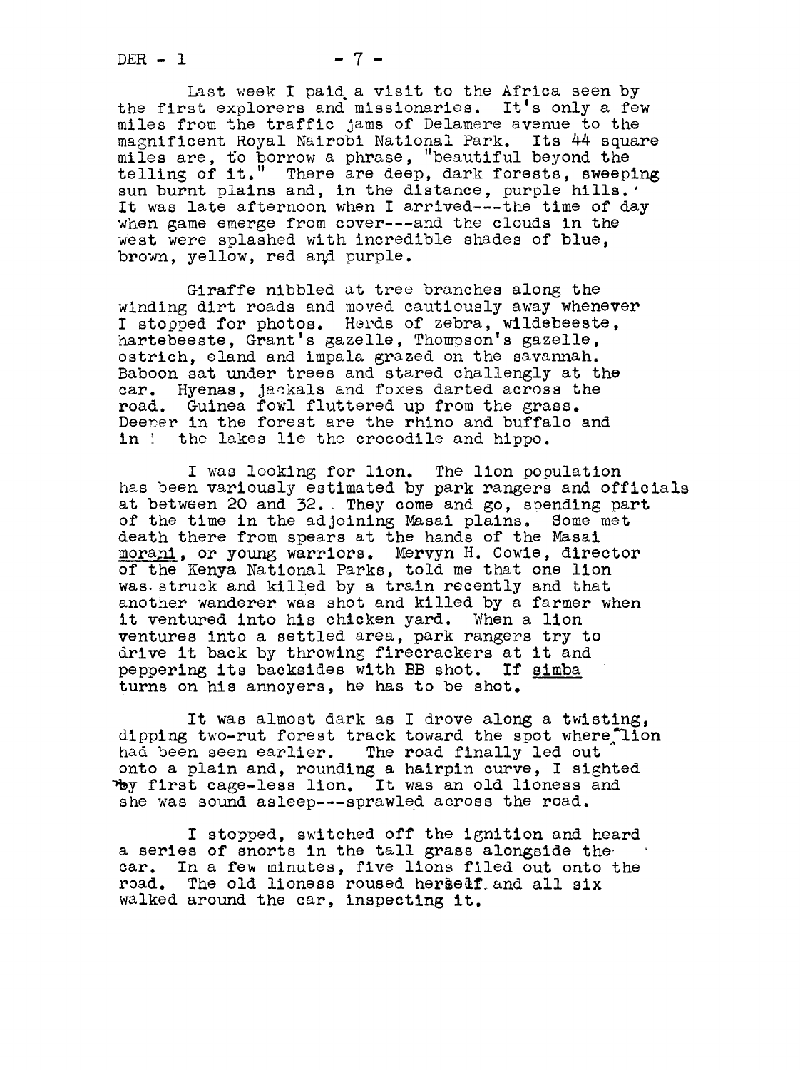Last week I paid a visit to the Africa seen by the first explorers and missionaries. It's only a few miles from the traffic jams of Delamere avenue to the magnificent Royal Nairobi National Park. Its 44 square miles are, to borrow a phrase, "beautiful beyond the telling of it." There are deep, dark forests, sweeping sun burnt plains and, in the distance, purple hills. It was late afternoon when I arrived---the time of day when game emerge from cover---and the clouds in the west were splashed with incredible shades of blue, brown, yellow, red and purple.

Giraffe nibbled at tree branches along the winding dirt roads and moved cautiously away whenever I stopped for photos. Herds of zebra, wildebeeste, hartebeeste, Grant's gazelle, Thompson's gazelle, ostrich, eland and impala grazed on the savannah. Baboon sat under trees and stared challengly at the car. Hyenas, jackals and foxes darted across the road. Guinea fowl fluttered up from the grass. Deeper in the forest are the rhino and buffalo and in the lakes lie the crocodile and hippo.

I was looking for lion. The lion population has been variously estimated by park rangers and officials at between 20 and 32. They come and go, spending part of the time in the adjoining Masai plains. Some met death there from spears at the hands of the Masai <u>morani</u>, or young warriors. Mervyn H. Cowie, director of the Kenya National Parks, told me that one lion was struck and killed by a train recently and that another wanderer was shot and killed by a farmer when it ventured into his chicken yard. When a lion ventures into a settled area, park rangers try to drive it back by throwing firecrackers at it and peppering its backsides with BB shot. If <u>simba</u> turns on his annoyers, he has to be shot.

It was almost dark as I drove along a twisting, dipping two-rut forest track toward the spot where lion had been seen earlier. The road finally led out onto a plain and, rounding a hairpin curve, I sighted my first cage-less lion. It was an old lioness and she was sound asleep---sprawled across the road.

I stopped, switched off the ignition and heard a series of snorts in the tall grass alongside the car. In a few minutes, five lions filed out onto the road. The old lioness roused herself and all six walked around the car, inspecting it.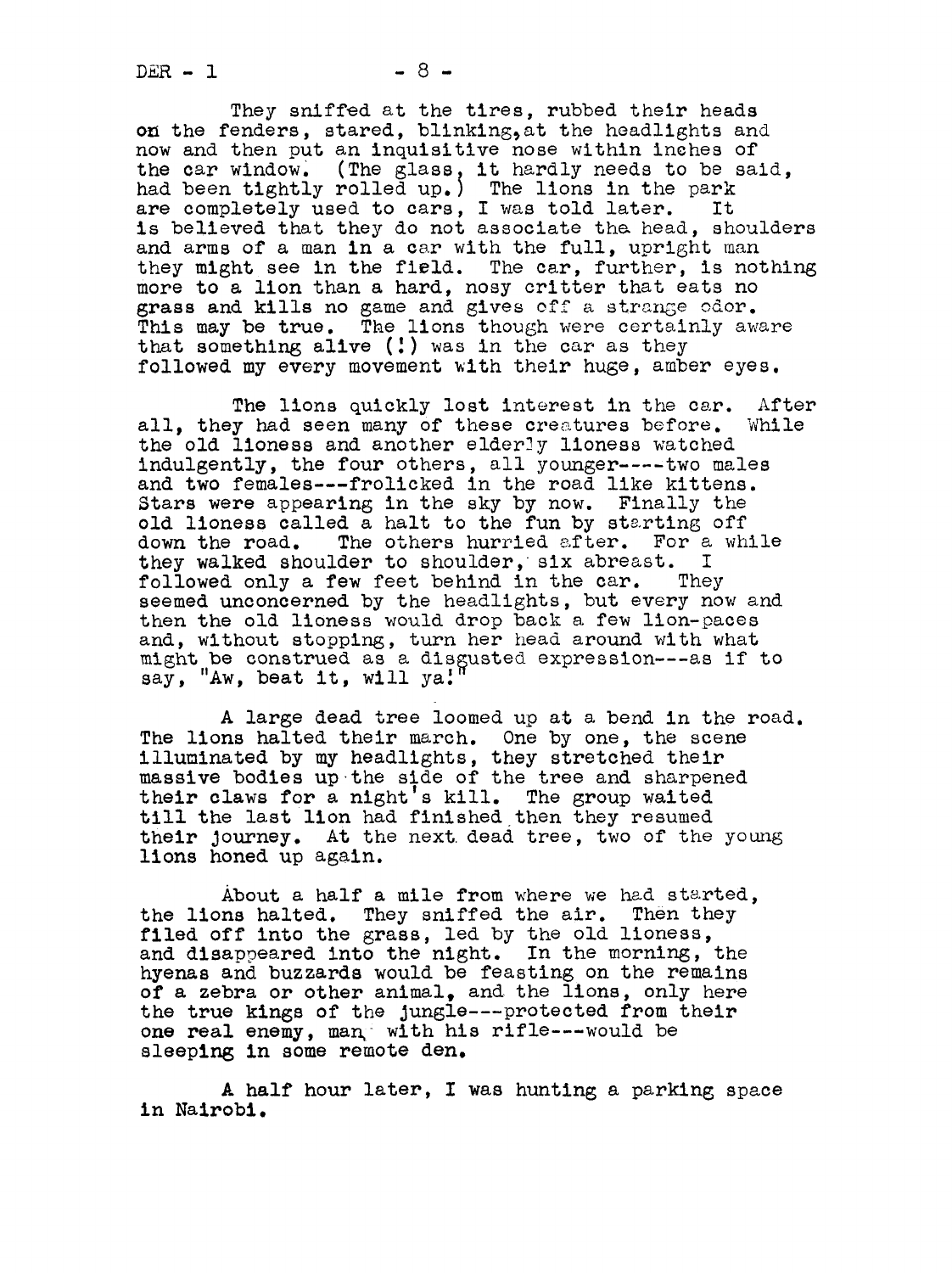They sniffed at the tires, rubbed their heads on the fenders, stared, blinking, at the headlights and now and then put an inquisitive nose within inches of the car window. (The glass, it hardly needs to be said, had been tightly rolled up.) The lions in the park are completely used to cars, I was told later. It is believed that they do not associate the head, shoulders and arms of a man in a car with the full, upright man they might see in the field. The car, further, is nothing more to a lion than a hard, nosy critter that eats no grass and kills no game and gives off a strange odor. This may be true. The lions though were certainly aware that something alive (!) was in the car as they followed my every movement with their huge, amber eyes.

The lions quickly lost interest in the car. After all, they had seen many of these creatures before. While the old lioness and another elderly lioness watched indulgently, the four others, all younger----two males and two females---frolicked in the road like kittens. Stars were appearing in the sky by now. Finally the old lioness called a halt to the fun by starting off down the road. The others hurried after. For a while they walked shoulder to shoulder, six abreast. I followed only a few feet behind in the car. They seemed unconcerned by the headlights, but every now and then the old lioness would drop back a few lion-paces and, without stopping, turn her head around with what might be construed as a disgusted expression---as if to say, "Aw, beat it, will ya!"

A large dead tree loomed up at a bend in the road. The lions halted their march. One by one, the scene illuminated by my headlights, they stretched their massive bodies up the side of the tree and sharpened their claws for a night's kill. The group waited till the last lion had finished then they resumed their journey. At the next dead tree, two of the young lions honed up again.

About a half a mile from where we had started, the lions halted. They sniffed the air. Then they filed off into the grass, led by the old lioness, and disappeared into the night. In the morning, the hyenas and buzzards would be feasting on the remains of a zebra or other animal, and the lions, only here the true kings of the jungle---protected from their one real enemy, man, with his rifle---would be sleeping in some remote den.

A half hour later, I was hunting a parking space in Nairobi.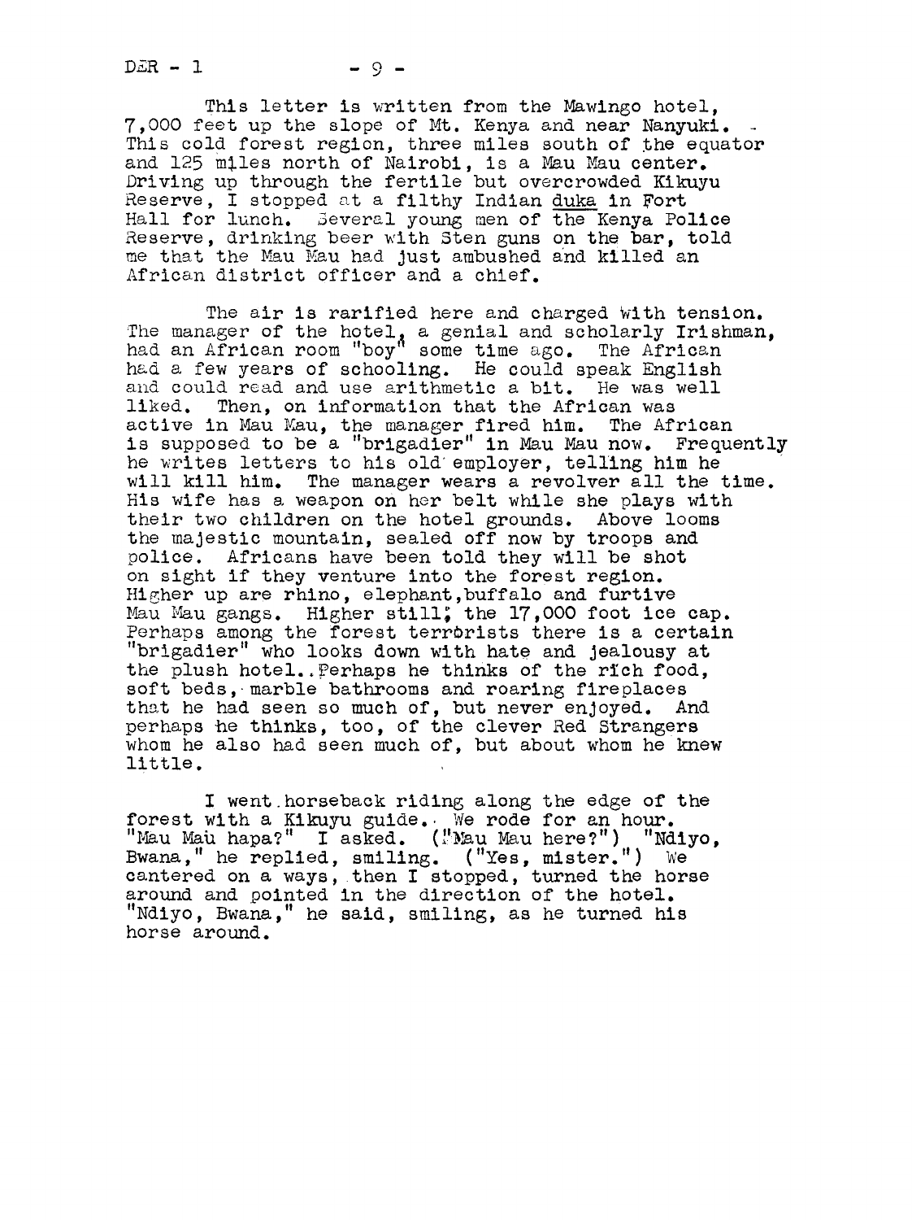This letter is written from the Mawingo hotel, 7,000 feet up the slope of Mt. Kenya and near Nanyuki. This cold forest region, three miles south of the equator and 125 miles north of Nairobi, is a Mau Mau center. Driving up through the fertile but overcrowded Kikuyu Reserve, I stopped at a filthy Indian _duka_ in Fort Hall for lunch. Several young men of the Kenya Police Reserve, drinking beer with Sten guns on the bar, told me that the Mau Mau had just ambushed and killed an African district officer and a chief.

The air is rarified here and charged with tension. The manager of the hotel, a genial and scholarly Irishman, had an African room "boy" some time ago. The African had a few years of schooling. He could speak English and could read and use arithmetic a bit. He was well liked. Then, on information that the African was active in Mau Mau, the manager fired him. The African is supposed to be a "brigadier" in Mau Mau now. Frequently he writes letters to his old employer, telling him he will kill him. The manager wears a revolver all the time. His wife has a weapon on her belt while she plays with their two children on the hotel grounds. Above looms the majestic mountain, sealed off now by troops and police. Africans have been told they will be shot on sight if they venture into the forest region. Higher up are rhino, elephant, buffalo and furtive Mau Mau gangs. Higher still; the 17,000 foot ice cap. Perhaps among the forest terrorists there is a certain "brigadier" who looks down with hate and jealousy at the plush hotel.. Perhaps he thinks of the rich food, soft beds, marble bathrooms and roaring fireplaces that he had seen so much of, but never enjoyed. And perhaps he thinks, too, of the clever Red Strangers whom he also had seen much of, but about whom he knew little.

I went horseback riding along the edge of the forest with a Kikuyu guide. We rode for an hour. "Mau Mau hapa?" I asked. ("Mau Mau here?") "Ndiyo, Bwana," he replied, smiling. ("Yes, mister.") We cantered on a ways, then I stopped, turned the horse around and pointed in the direction of the hotel. "Ndiyo, Bwana," he said, smiling, as he turned his horse around.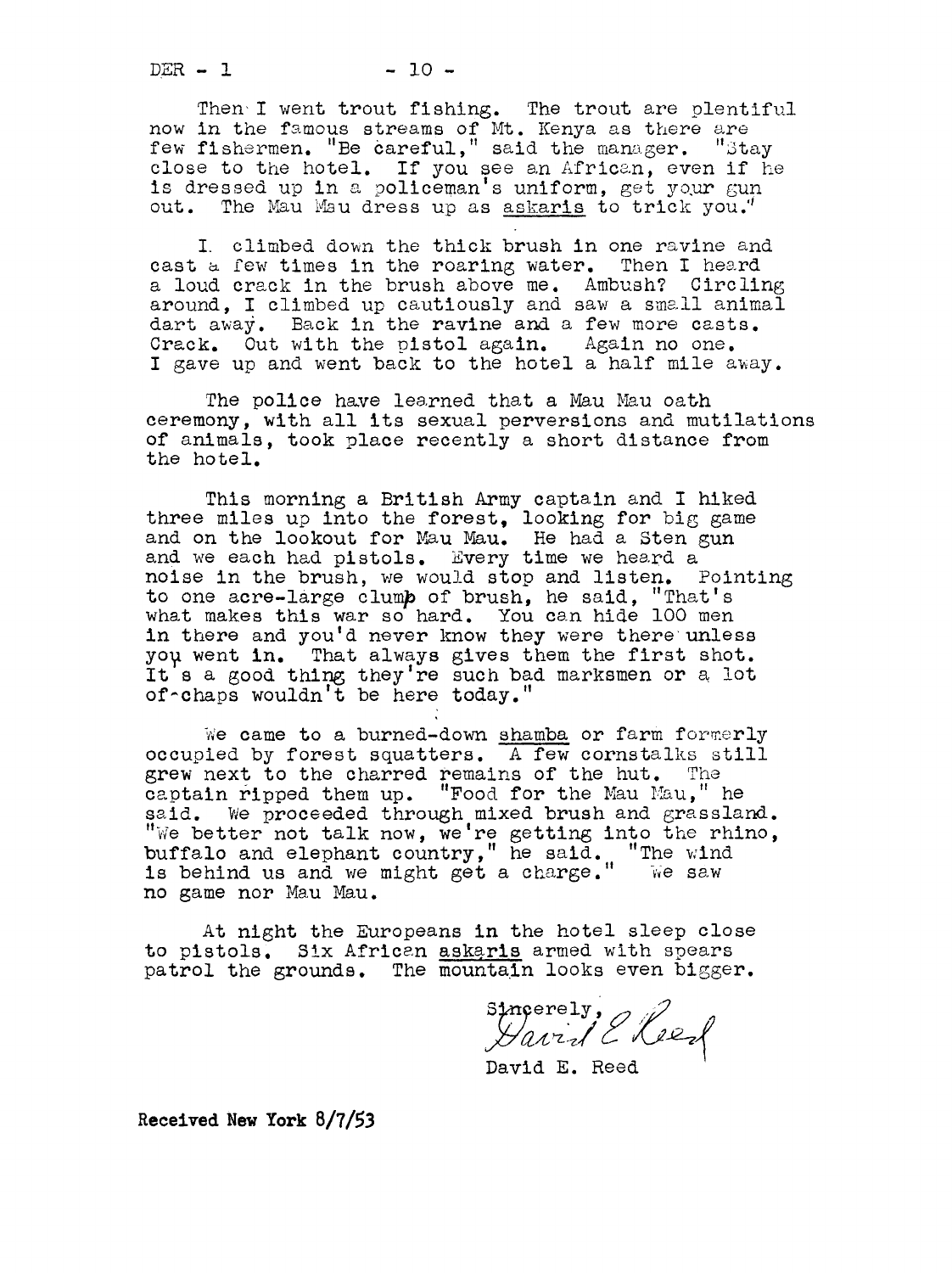Then I went trout fishing. The trout are plentiful now in the famous streams of Mt. Kenya as there are few fishermen. "Be careful," said the manager. "Stay close to the hotel. If you see an African, even if he is dressed up in a policeman's uniform, get your gun out. The Mau Mau dress up as askaris to trick you."

I climbed down the thick brush in one ravine and cast a few times in the roaring water. Then I heard a loud crack in the brush above me. Ambush? Circling around, I climbed up cautiously and saw a small animal dart away. Back in the ravine and a few more casts. Crack. Out with the pistol again. Again no one. I gave up and went back to the hotel a half mile away.

The police have learned that a Mau Mau oath ceremony, with all its sexual perversions and mutilations of animals, took place recently a short distance from the hotel.

This morning a British Army captain and I hiked three miles up into the forest, looking for big game and on the lookout for Mau Mau. He had a Sten gun and we each had pistols. Every time we heard a noise in the brush, we would stop and listen. Pointing to one acre-large clump of brush, he said, "That's what makes this war so hard. You can hide 100 men in there and you'd never know they were there unless you went in. That always gives them the first shot. It's a good thing they're such bad marksmen or a lot of chaps wouldn't be here today."

We came to a burned-down shamba or farm formerly occupied by forest squatters. A few cornstalks still grew next to the charred remains of the hut. The captain ripped them up. "Food for the Mau Mau," he said. We proceeded through mixed brush and grassland. "We better not talk now, we're getting into the rhino, buffalo and elephant country," he said. "The wind is behind us and we might get a charge." We saw no game nor Mau Mau.

At night the Europeans in the hotel sleep close to pistols. Six African askaris armed with spears patrol the grounds. The mountain looks even bigger.

Sincerely,
David E. Reed

David E. Reed

**Received New York 8/7/53**